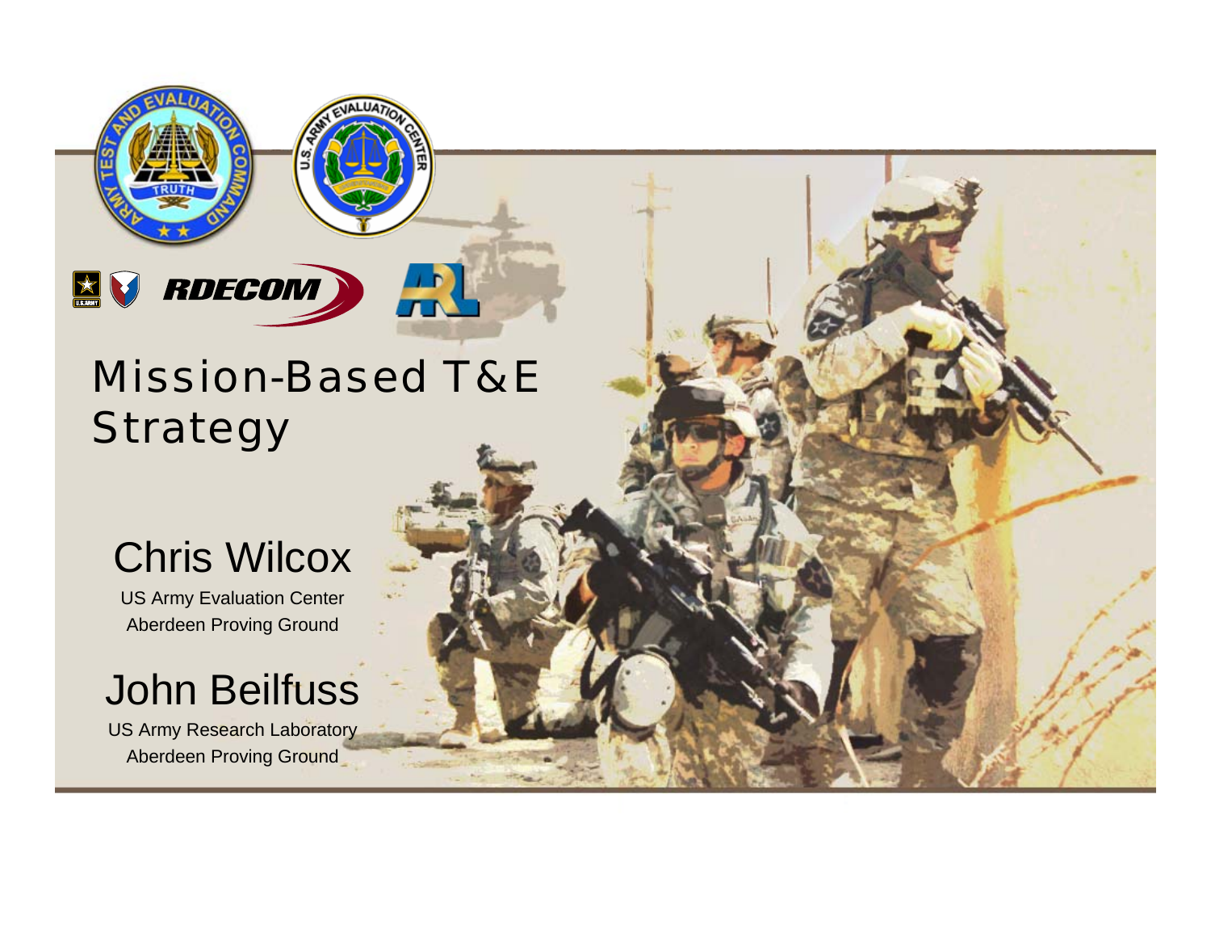# Mission-Based T&E Strategy

## Chris Wilcox

US Army Evaluation Center
Aberdeen Proving Ground

## John Beilfuss

US Army Research Laboratory
Aberdeen Proving Ground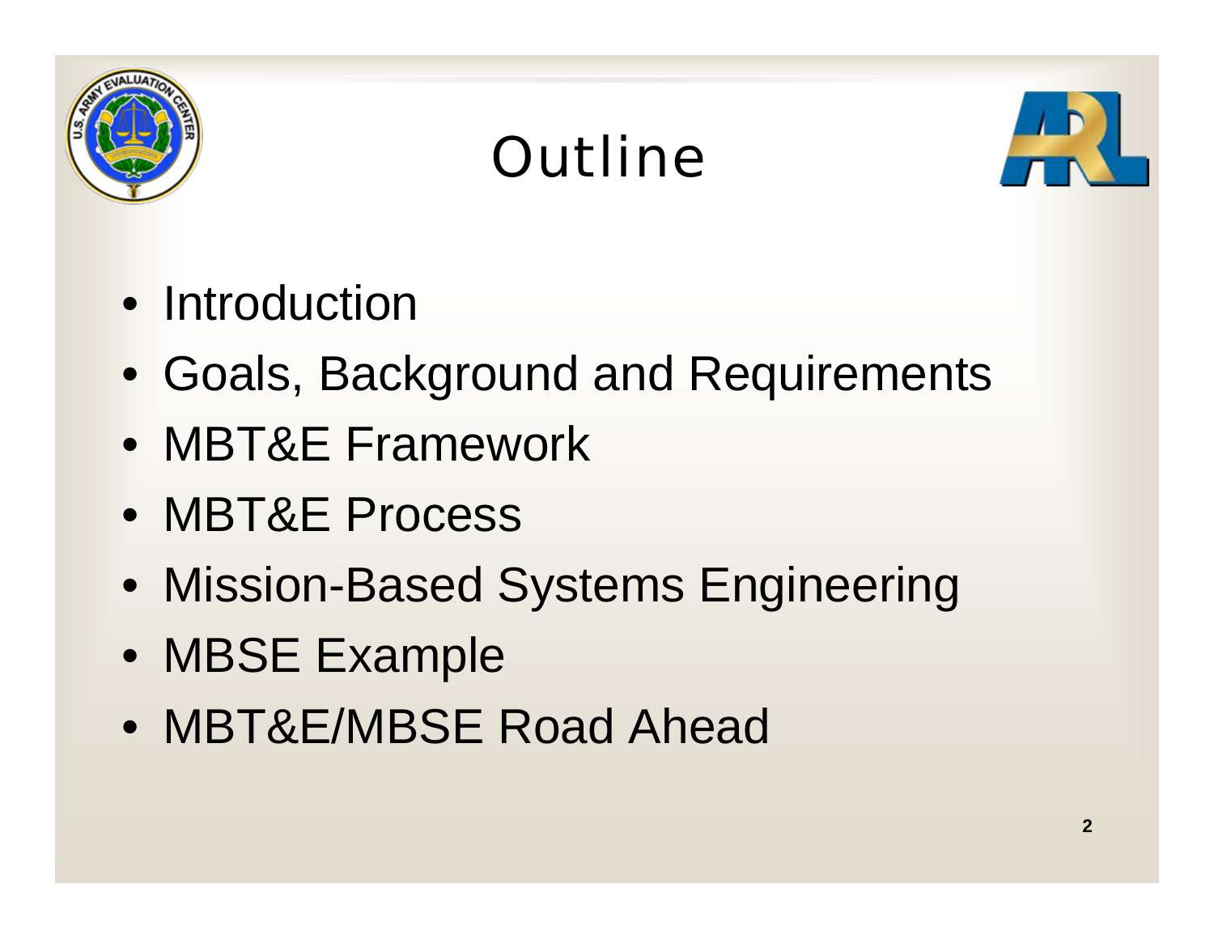# Outline

- Introduction
- Goals, Background and Requirements
- MBT&E Framework
- MBT&E Process
- Mission-Based Systems Engineering
- MBSE Example
- MBT&E/MBSE Road Ahead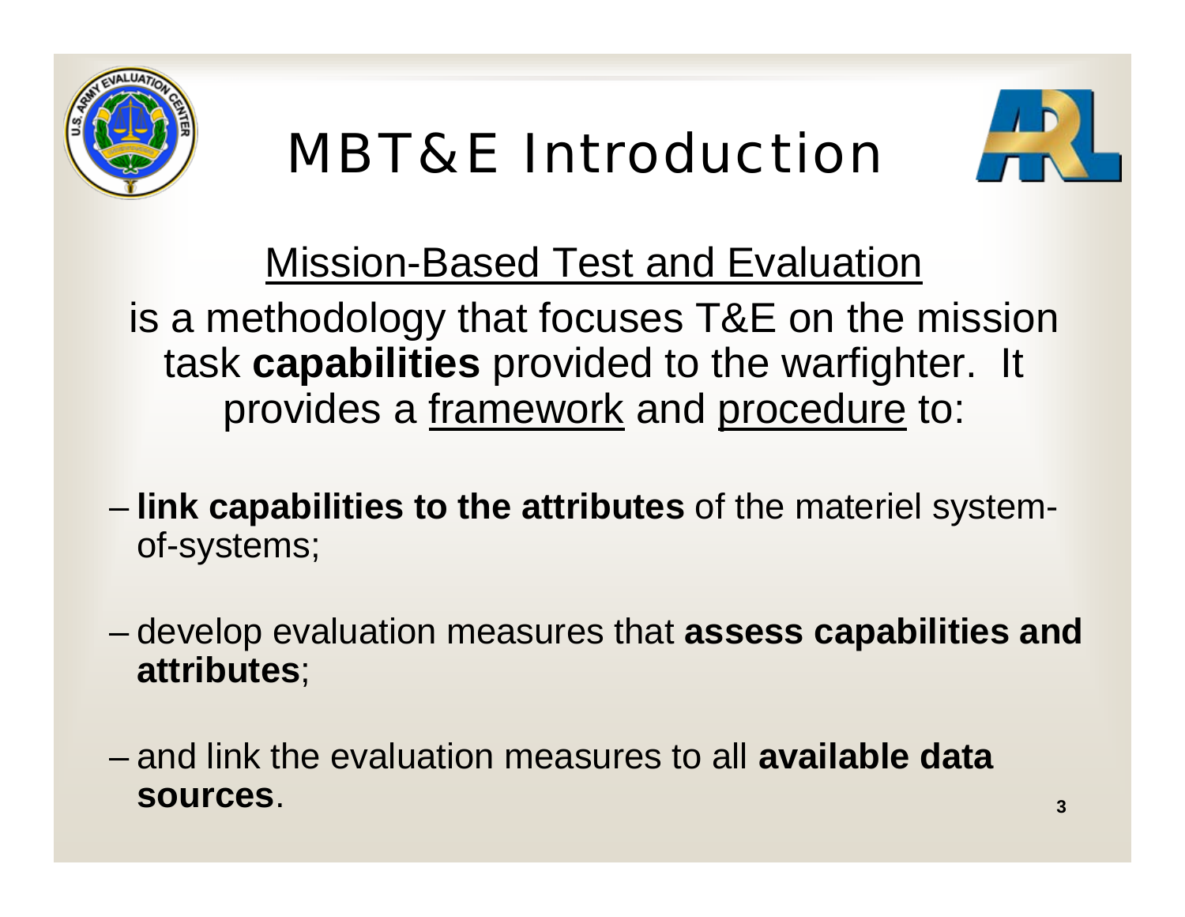# MBT&E Introduction

Mission-Based Test and Evaluation

is a methodology that focuses T&E on the mission task **capabilities** provided to the warfighter. It provides a framework and procedure to:

- **link capabilities to the attributes** of the materiel system-of-systems;
- develop evaluation measures that **assess capabilities and attributes**;
- and link the evaluation measures to all **available data sources**.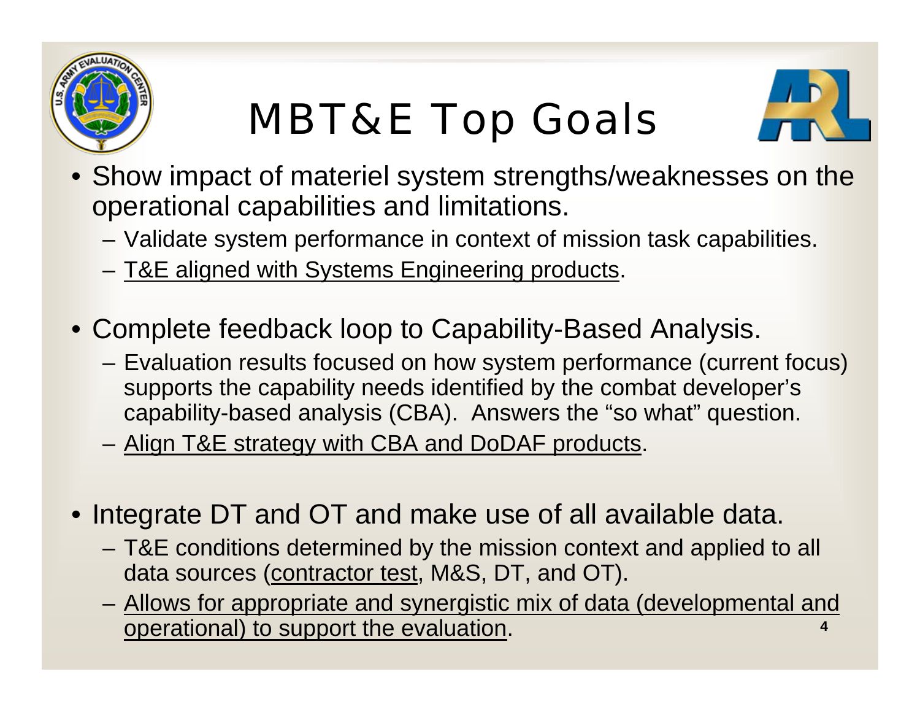# MBT&E Top Goals

- Show impact of materiel system strengths/weaknesses on the operational capabilities and limitations.
  - Validate system performance in context of mission task capabilities.
  - <u>T&E aligned with Systems Engineering products</u>.
- Complete feedback loop to Capability-Based Analysis.
  - Evaluation results focused on how system performance (current focus) supports the capability needs identified by the combat developer's capability-based analysis (CBA). Answers the "so what" question.
  - <u>Align T&E strategy with CBA and DoDAF products</u>.
- Integrate DT and OT and make use of all available data.
  - T&E conditions determined by the mission context and applied to all data sources (<u>contractor test</u>, M&S, DT, and OT).
  - <u>Allows for appropriate and synergistic mix of data (developmental and operational) to support the evaluation</u>.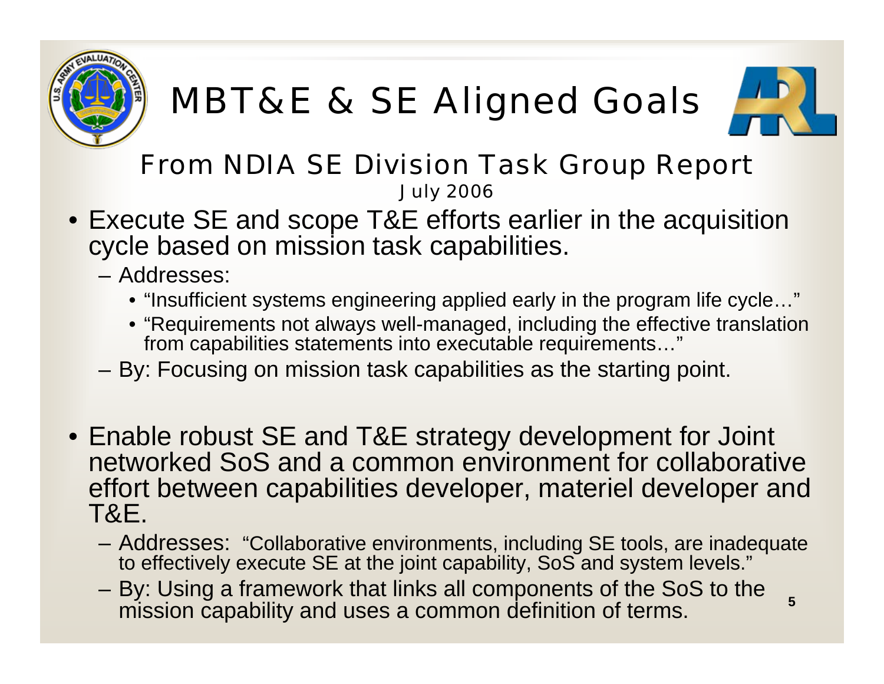# MBT&E & SE Aligned Goals

## From NDIA SE Division Task Group Report

July 2006

- Execute SE and scope T&E efforts earlier in the acquisition cycle based on mission task capabilities.
  - Addresses:
    - "Insufficient systems engineering applied early in the program life cycle…"
    - "Requirements not always well-managed, including the effective translation from capabilities statements into executable requirements…"
  - By: Focusing on mission task capabilities as the starting point.

- Enable robust SE and T&E strategy development for Joint networked SoS and a common environment for collaborative effort between capabilities developer, materiel developer and T&E.
  - Addresses: "Collaborative environments, including SE tools, are inadequate to effectively execute SE at the joint capability, SoS and system levels."
  - By: Using a framework that links all components of the SoS to the mission capability and uses a common definition of terms.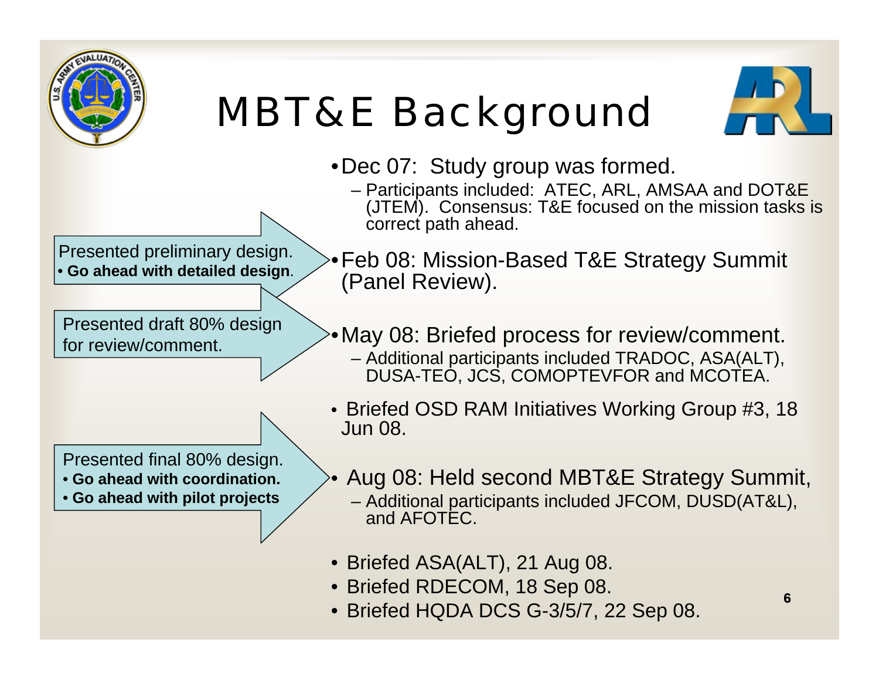# MBT&E Background

- Dec 07: Study group was formed.
  - Participants included: ATEC, ARL, AMSAA and DOT&E (JTEM). Consensus: T&E focused on the mission tasks is correct path ahead.

> Presented preliminary design.
> - **Go ahead with detailed design**.

- Feb 08: Mission-Based T&E Strategy Summit (Panel Review).

> Presented draft 80% design for review/comment.

- May 08: Briefed process for review/comment.
  - Additional participants included TRADOC, ASA(ALT), DUSA-TEO, JCS, COMOPTEVFOR and MCOTEA.
- Briefed OSD RAM Initiatives Working Group #3, 18 Jun 08.

> Presented final 80% design.
> - **Go ahead with coordination.**
> - **Go ahead with pilot projects**

- Aug 08: Held second MBT&E Strategy Summit,
  - Additional participants included JFCOM, DUSD(AT&L), and AFOTEC.
- Briefed ASA(ALT), 21 Aug 08.
- Briefed RDECOM, 18 Sep 08.
- Briefed HQDA DCS G-3/5/7, 22 Sep 08.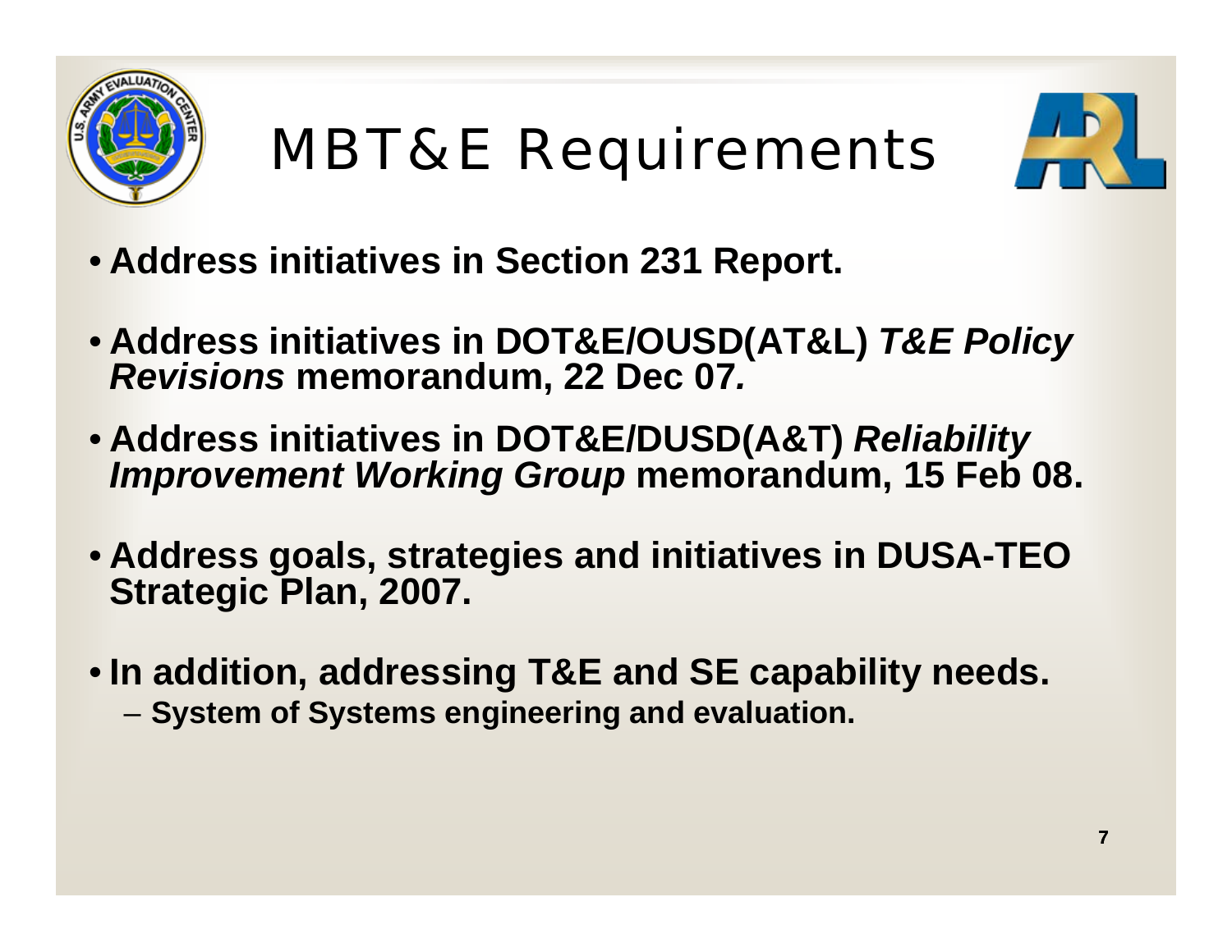# MBT&E Requirements

- **Address initiatives in Section 231 Report.**
- **Address initiatives in DOT&E/OUSD(AT&L) *T&E Policy Revisions* memorandum, 22 Dec 07.**
- **Address initiatives in DOT&E/DUSD(A&T) *Reliability Improvement Working Group* memorandum, 15 Feb 08.**
- **Address goals, strategies and initiatives in DUSA-TEO Strategic Plan, 2007.**
- **In addition, addressing T&E and SE capability needs.**
  - **System of Systems engineering and evaluation.**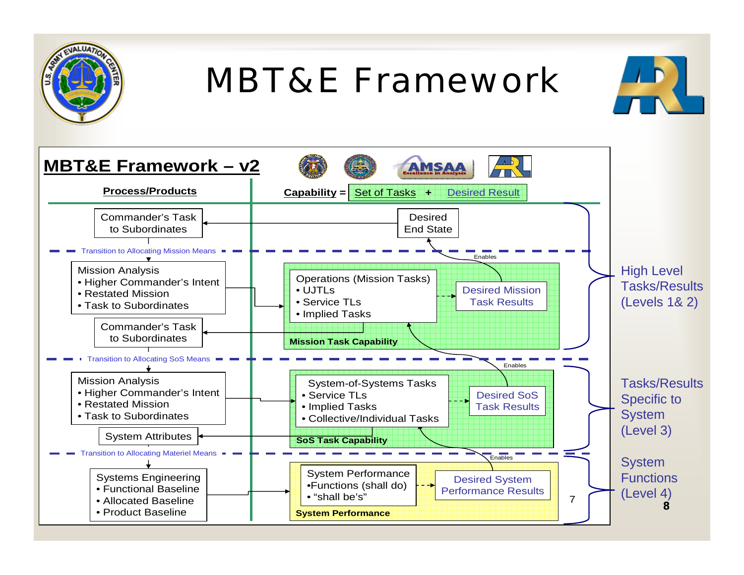# MBT&E Framework

## MBT&E Framework – v2

**Process/Products**

**Capability** = Set of Tasks + Desired Result

Commander's Task to Subordinates

Desired End State

Transition to Allocating Mission Means

Enables

Mission Analysis
- Higher Commander's Intent
- Restated Mission
- Task to Subordinates

Operations (Mission Tasks)
- UJTLs
- Service TLs
- Implied Tasks

Desired Mission Task Results

Commander's Task to Subordinates

**Mission Task Capability**

High Level Tasks/Results (Levels 1& 2)

Transition to Allocating SoS Means

Enables

Mission Analysis
- Higher Commander's Intent
- Restated Mission
- Task to Subordinates

System-of-Systems Tasks
- Service TLs
- Implied Tasks
- Collective/Individual Tasks

Desired SoS Task Results

System Attributes

**SoS Task Capability**

Tasks/Results Specific to System (Level 3)

Transition to Allocating Materiel Means

Enables

Systems Engineering
- Functional Baseline
- Allocated Baseline
- Product Baseline

System Performance
- Functions (shall do)
- "shall be's"

Desired System Performance Results

**System Performance**

System Functions (Level 4)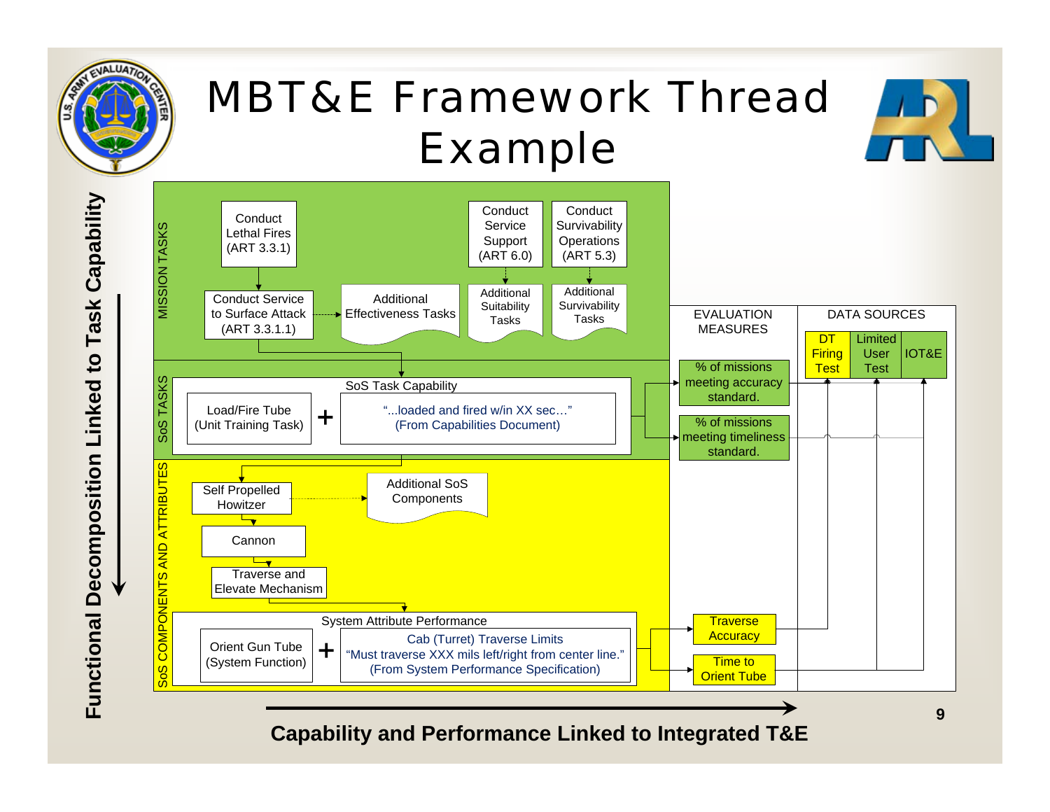# MBT&E Framework Thread Example

**Functional Decomposition Linked to Task Capability**

**MISSION TASKS**

- Conduct Lethal Fires (ART 3.3.1)
  - Conduct Service to Surface Attack (ART 3.3.1.1)
  - Additional Effectiveness Tasks
- Conduct Service Support (ART 6.0)
  - Additional Suitability Tasks
- Conduct Survivability Operations (ART 5.3)
  - Additional Survivability Tasks

**SoS TASKS**

SoS Task Capability

Load/Fire Tube (Unit Training Task) + "...loaded and fired w/in XX sec…" (From Capabilities Document)

**SoS COMPONENTS AND ATTRIBUTES**

- Self Propelled Howitzer
  - Additional SoS Components
  - Cannon
    - Traverse and Elevate Mechanism

System Attribute Performance

Orient Gun Tube (System Function) + Cab (Turret) Traverse Limits "Must traverse XXX mils left/right from center line." (From System Performance Specification)

| EVALUATION MEASURES | DATA SOURCES | | |
|---|---|---|---|
| | DT Firing Test | Limited User Test | IOT&E |
| % of missions meeting accuracy standard. | | | |
| % of missions meeting timeliness standard. | | | |
| Traverse Accuracy | | | |
| Time to Orient Tube | | | |

**Capability and Performance Linked to Integrated T&E**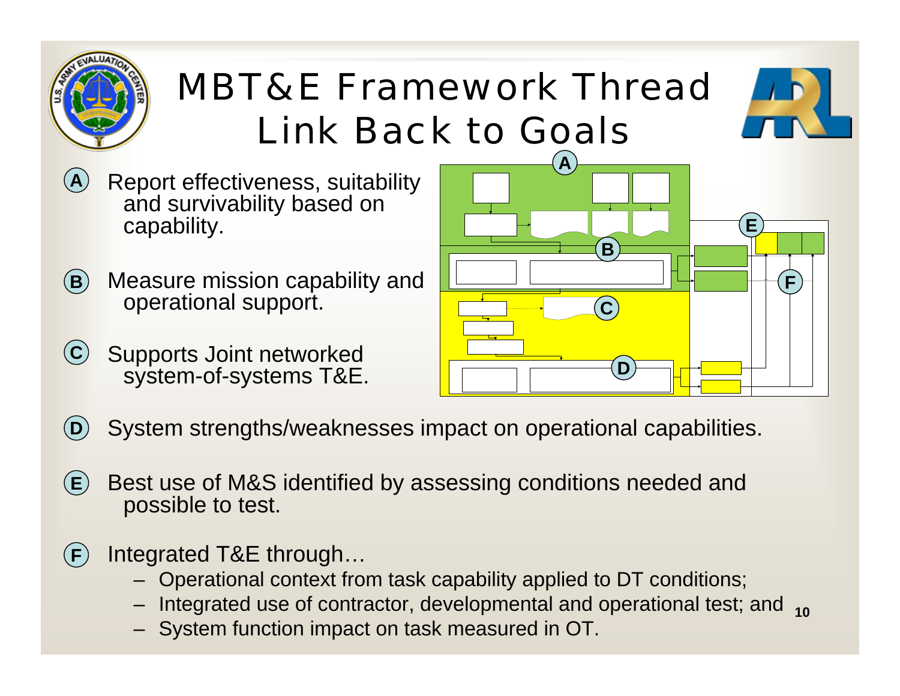# MBT&E Framework Thread Link Back to Goals

- **A** Report effectiveness, suitability and survivability based on capability.
- **B** Measure mission capability and operational support.
- **C** Supports Joint networked system-of-systems T&E.
- **D** System strengths/weaknesses impact on operational capabilities.
- **E** Best use of M&S identified by assessing conditions needed and possible to test.
- **F** Integrated T&E through…
  - Operational context from task capability applied to DT conditions;
  - Integrated use of contractor, developmental and operational test; and
  - System function impact on task measured in OT.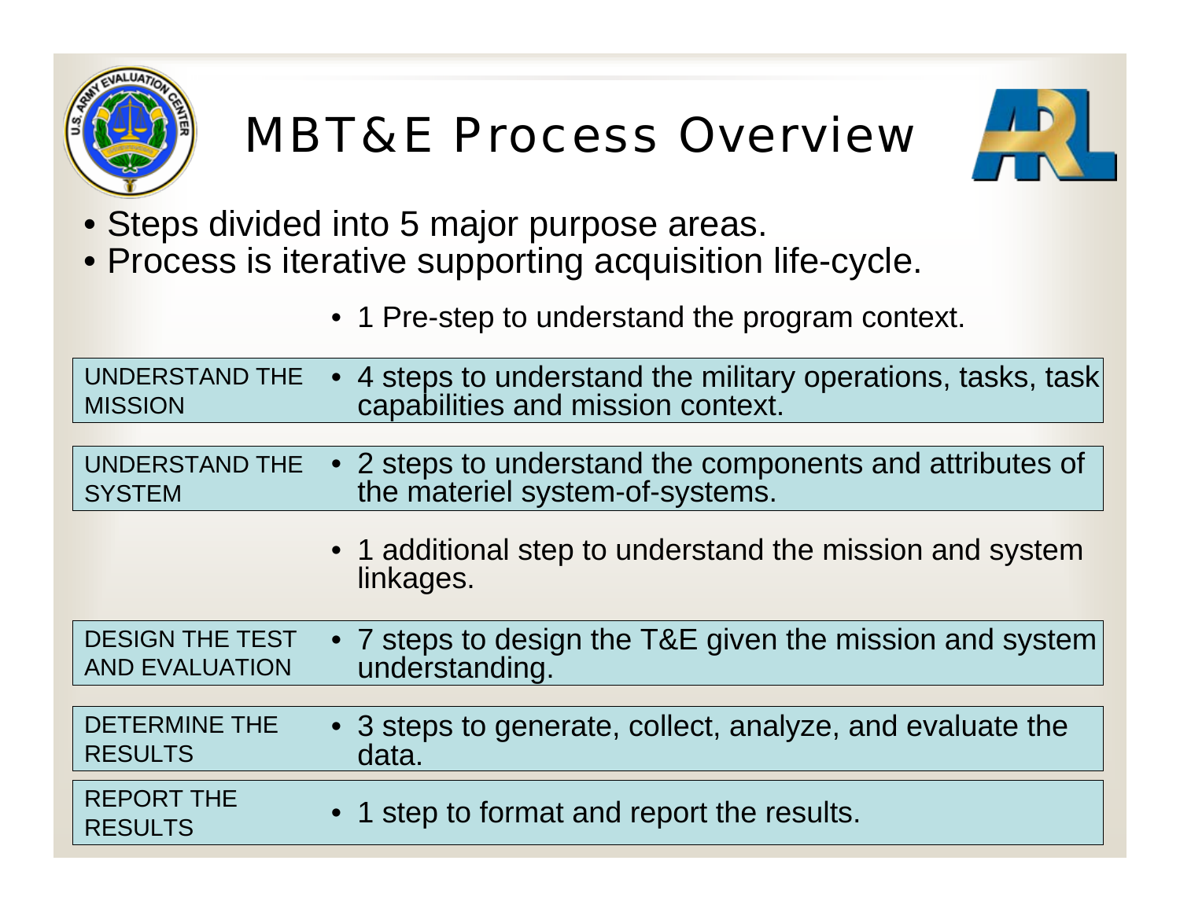# MBT&E Process Overview

- Steps divided into 5 major purpose areas.
- Process is iterative supporting acquisition life-cycle.

| | |
|---|---|
| | • 1 Pre-step to understand the program context. |
| UNDERSTAND THE MISSION | • 4 steps to understand the military operations, tasks, task capabilities and mission context. |
| UNDERSTAND THE SYSTEM | • 2 steps to understand the components and attributes of the materiel system-of-systems. |
| | • 1 additional step to understand the mission and system linkages. |
| DESIGN THE TEST AND EVALUATION | • 7 steps to design the T&E given the mission and system understanding. |
| DETERMINE THE RESULTS | • 3 steps to generate, collect, analyze, and evaluate the data. |
| REPORT THE RESULTS | • 1 step to format and report the results. |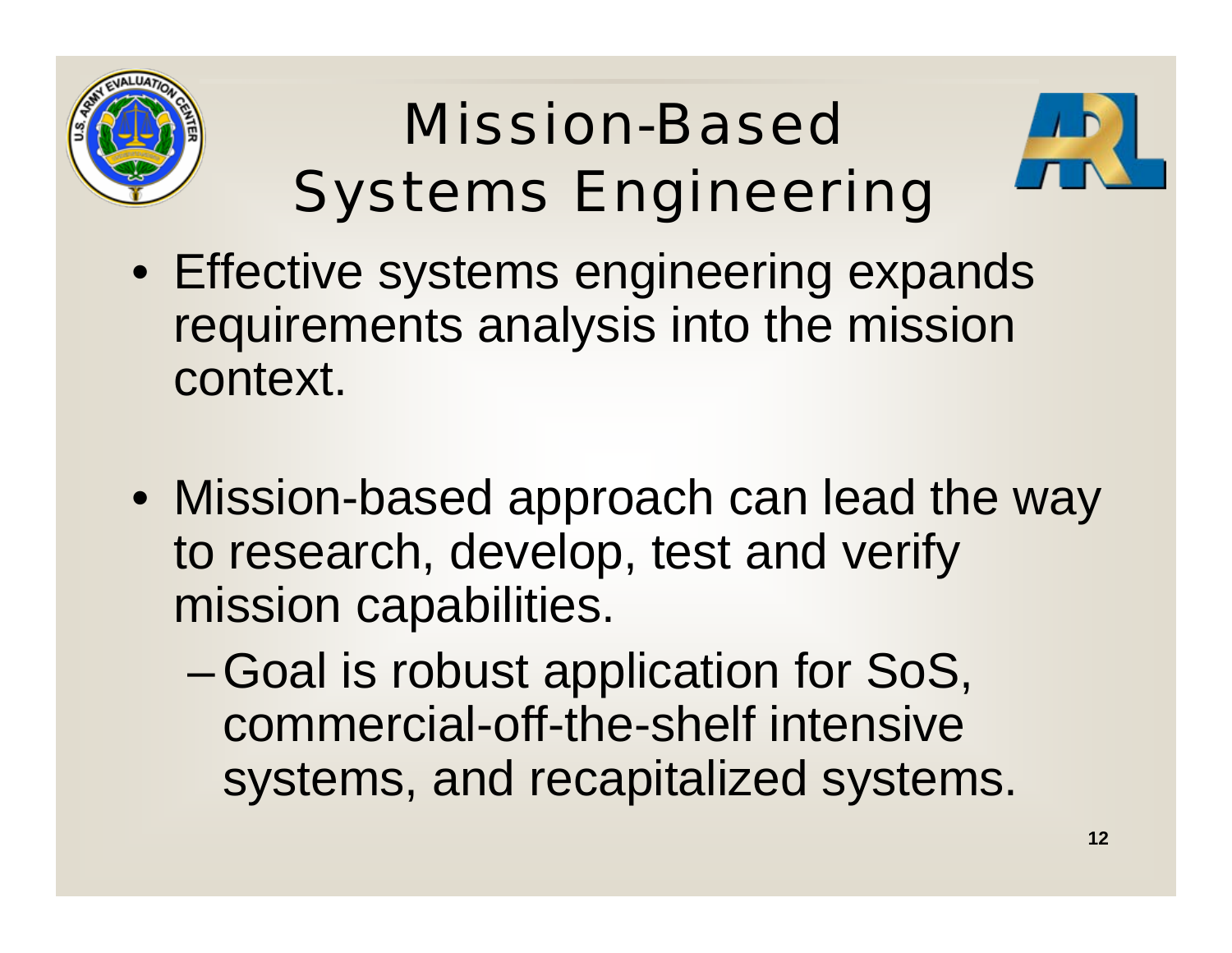# Mission-Based Systems Engineering

- Effective systems engineering expands requirements analysis into the mission context.
- Mission-based approach can lead the way to research, develop, test and verify mission capabilities.
  - Goal is robust application for SoS, commercial-off-the-shelf intensive systems, and recapitalized systems.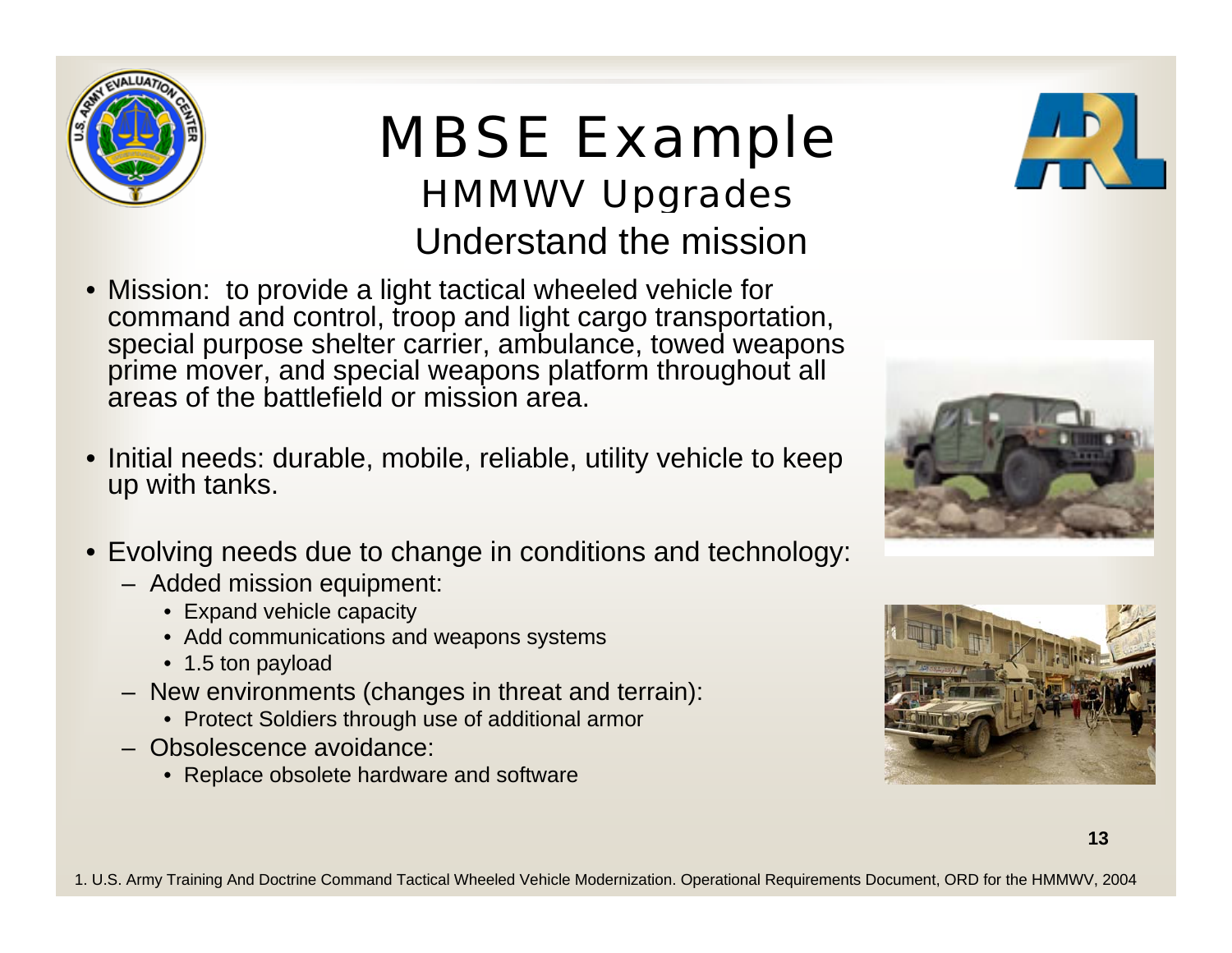# MBSE Example

## HMMWV Upgrades

## Understand the mission

- Mission: to provide a light tactical wheeled vehicle for command and control, troop and light cargo transportation, special purpose shelter carrier, ambulance, towed weapons prime mover, and special weapons platform throughout all areas of the battlefield or mission area.
- Initial needs: durable, mobile, reliable, utility vehicle to keep up with tanks.
- Evolving needs due to change in conditions and technology:
  - Added mission equipment:
    - Expand vehicle capacity
    - Add communications and weapons systems
    - 1.5 ton payload
  - New environments (changes in threat and terrain):
    - Protect Soldiers through use of additional armor
  - Obsolescence avoidance:
    - Replace obsolete hardware and software

1. U.S. Army Training And Doctrine Command Tactical Wheeled Vehicle Modernization. Operational Requirements Document, ORD for the HMMWV, 2004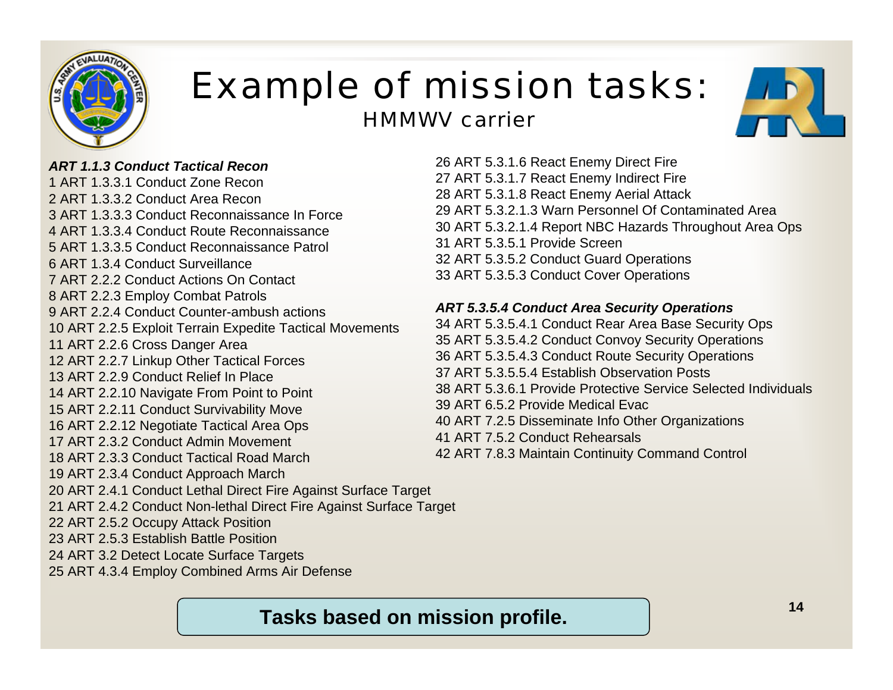# Example of mission tasks:

## HMMWV carrier

***ART 1.1.3 Conduct Tactical Recon***

1 ART 1.3.3.1 Conduct Zone Recon
2 ART 1.3.3.2 Conduct Area Recon
3 ART 1.3.3.3 Conduct Reconnaissance In Force
4 ART 1.3.3.4 Conduct Route Reconnaissance
5 ART 1.3.3.5 Conduct Reconnaissance Patrol
6 ART 1.3.4 Conduct Surveillance
7 ART 2.2.2 Conduct Actions On Contact
8 ART 2.2.3 Employ Combat Patrols
9 ART 2.2.4 Conduct Counter-ambush actions
10 ART 2.2.5 Exploit Terrain Expedite Tactical Movements
11 ART 2.2.6 Cross Danger Area
12 ART 2.2.7 Linkup Other Tactical Forces
13 ART 2.2.9 Conduct Relief In Place
14 ART 2.2.10 Navigate From Point to Point
15 ART 2.2.11 Conduct Survivability Move
16 ART 2.2.12 Negotiate Tactical Area Ops
17 ART 2.3.2 Conduct Admin Movement
18 ART 2.3.3 Conduct Tactical Road March
19 ART 2.3.4 Conduct Approach March
20 ART 2.4.1 Conduct Lethal Direct Fire Against Surface Target
21 ART 2.4.2 Conduct Non-lethal Direct Fire Against Surface Target
22 ART 2.5.2 Occupy Attack Position
23 ART 2.5.3 Establish Battle Position
24 ART 3.2 Detect Locate Surface Targets
25 ART 4.3.4 Employ Combined Arms Air Defense
26 ART 5.3.1.6 React Enemy Direct Fire
27 ART 5.3.1.7 React Enemy Indirect Fire
28 ART 5.3.1.8 React Enemy Aerial Attack
29 ART 5.3.2.1.3 Warn Personnel Of Contaminated Area
30 ART 5.3.2.1.4 Report NBC Hazards Throughout Area Ops
31 ART 5.3.5.1 Provide Screen
32 ART 5.3.5.2 Conduct Guard Operations
33 ART 5.3.5.3 Conduct Cover Operations

***ART 5.3.5.4 Conduct Area Security Operations***

34 ART 5.3.5.4.1 Conduct Rear Area Base Security Ops
35 ART 5.3.5.4.2 Conduct Convoy Security Operations
36 ART 5.3.5.4.3 Conduct Route Security Operations
37 ART 5.3.5.5.4 Establish Observation Posts
38 ART 5.3.6.1 Provide Protective Service Selected Individuals
39 ART 6.5.2 Provide Medical Evac
40 ART 7.2.5 Disseminate Info Other Organizations
41 ART 7.5.2 Conduct Rehearsals
42 ART 7.8.3 Maintain Continuity Command Control

**Tasks based on mission profile.**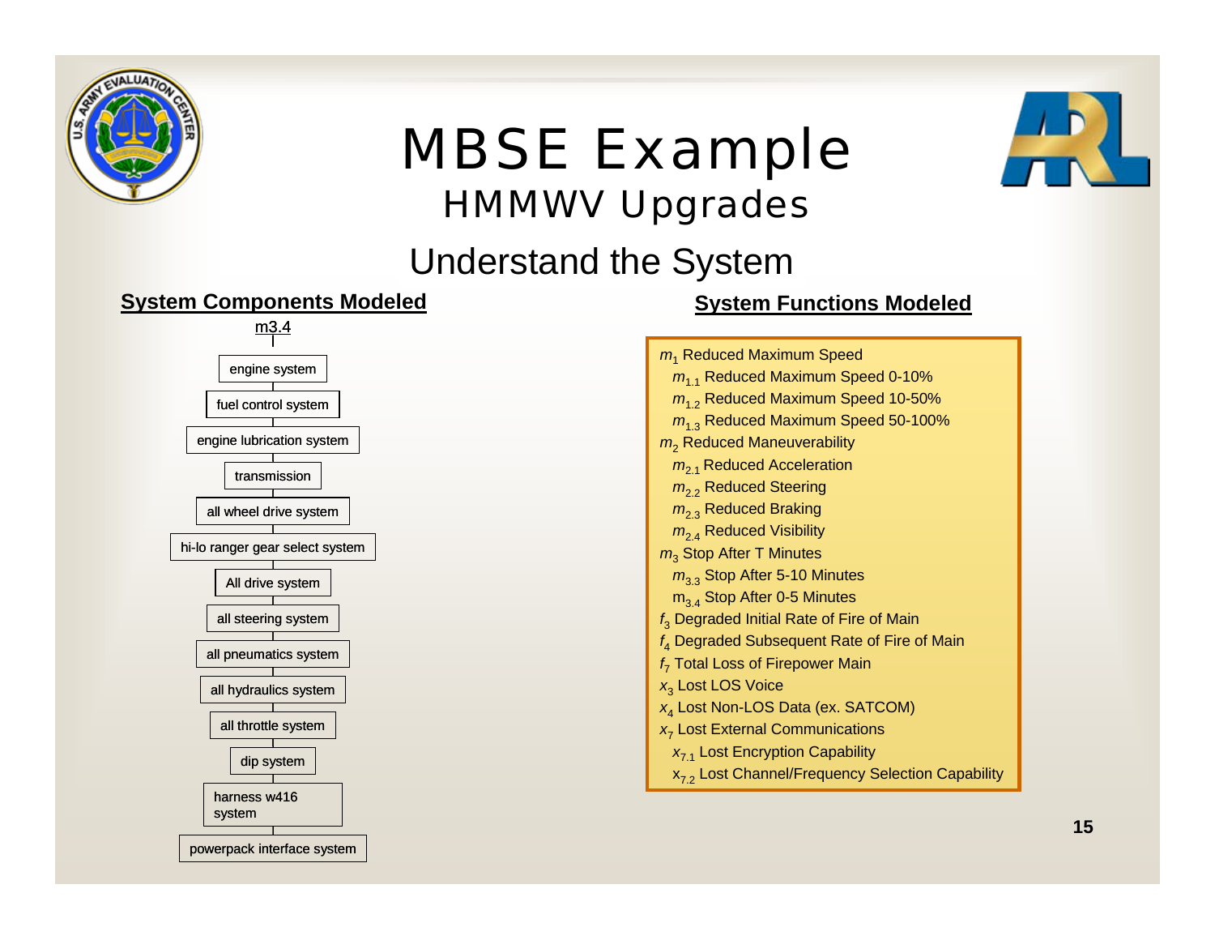# MBSE Example

## HMMWV Upgrades

### Understand the System

**System Components Modeled**

m3.4

- engine system
- fuel control system
- engine lubrication system
- transmission
- all wheel drive system
- hi-lo ranger gear select system
- All drive system
- all steering system
- all pneumatics system
- all hydraulics system
- all throttle system
- dip system
- harness w416 system
- powerpack interface system

**System Functions Modeled**

- $m_1$ Reduced Maximum Speed
  - $m_{1.1}$ Reduced Maximum Speed 0-10%
  - $m_{1.2}$ Reduced Maximum Speed 10-50%
  - $m_{1.3}$ Reduced Maximum Speed 50-100%
- $m_2$ Reduced Maneuverability
  - $m_{2.1}$ Reduced Acceleration
  - $m_{2.2}$ Reduced Steering
  - $m_{2.3}$ Reduced Braking
  - $m_{2.4}$ Reduced Visibility
- $m_3$ Stop After T Minutes
  - $m_{3.3}$ Stop After 5-10 Minutes
  - $m_{3.4}$ Stop After 0-5 Minutes
- $f_3$ Degraded Initial Rate of Fire of Main
- $f_4$ Degraded Subsequent Rate of Fire of Main
- $f_7$ Total Loss of Firepower Main
- $x_3$ Lost LOS Voice
- $x_4$ Lost Non-LOS Data (ex. SATCOM)
- $x_7$ Lost External Communications
  - $x_{7.1}$ Lost Encryption Capability
  - $x_{7.2}$ Lost Channel/Frequency Selection Capability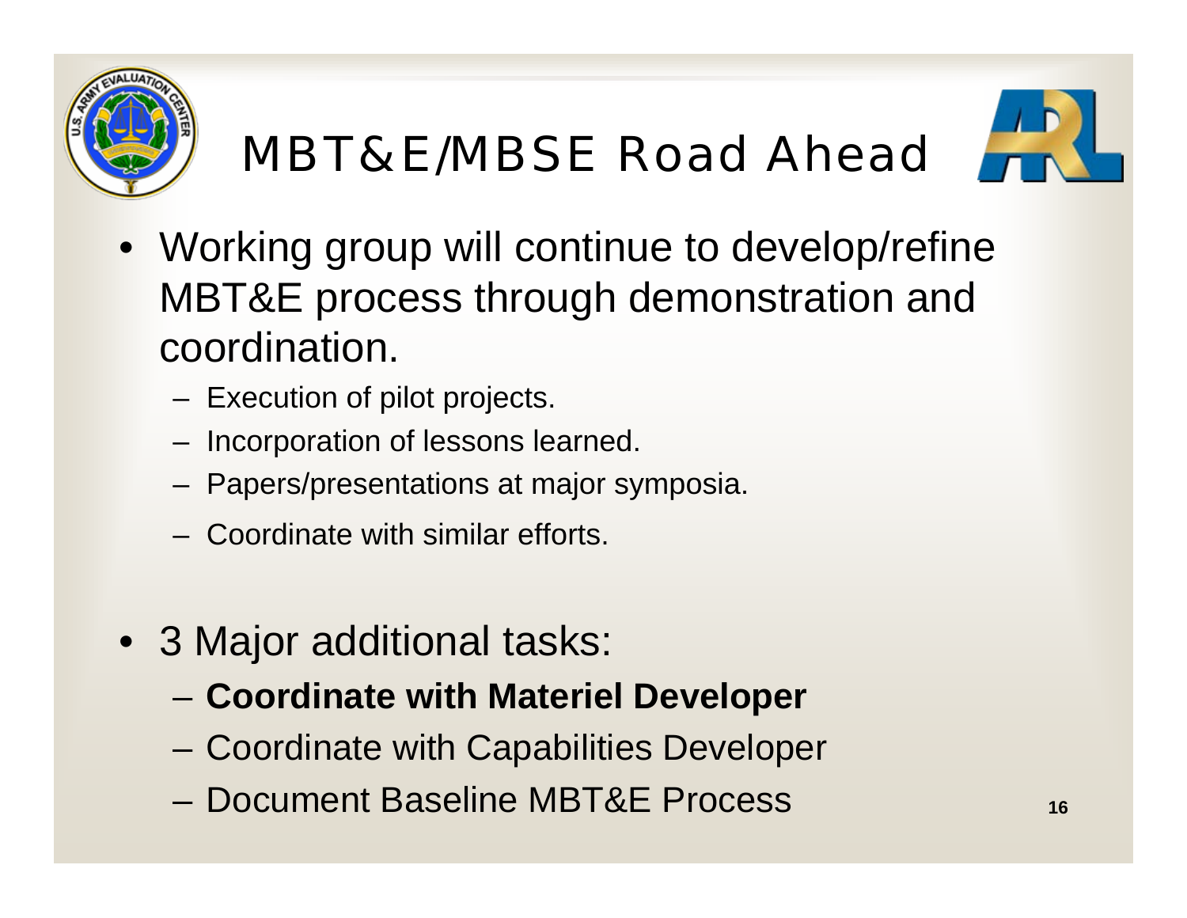# MBT&E/MBSE Road Ahead

- Working group will continue to develop/refine MBT&E process through demonstration and coordination.
  - Execution of pilot projects.
  - Incorporation of lessons learned.
  - Papers/presentations at major symposia.
  - Coordinate with similar efforts.

- 3 Major additional tasks:
  - **Coordinate with Materiel Developer**
  - Coordinate with Capabilities Developer
  - Document Baseline MBT&E Process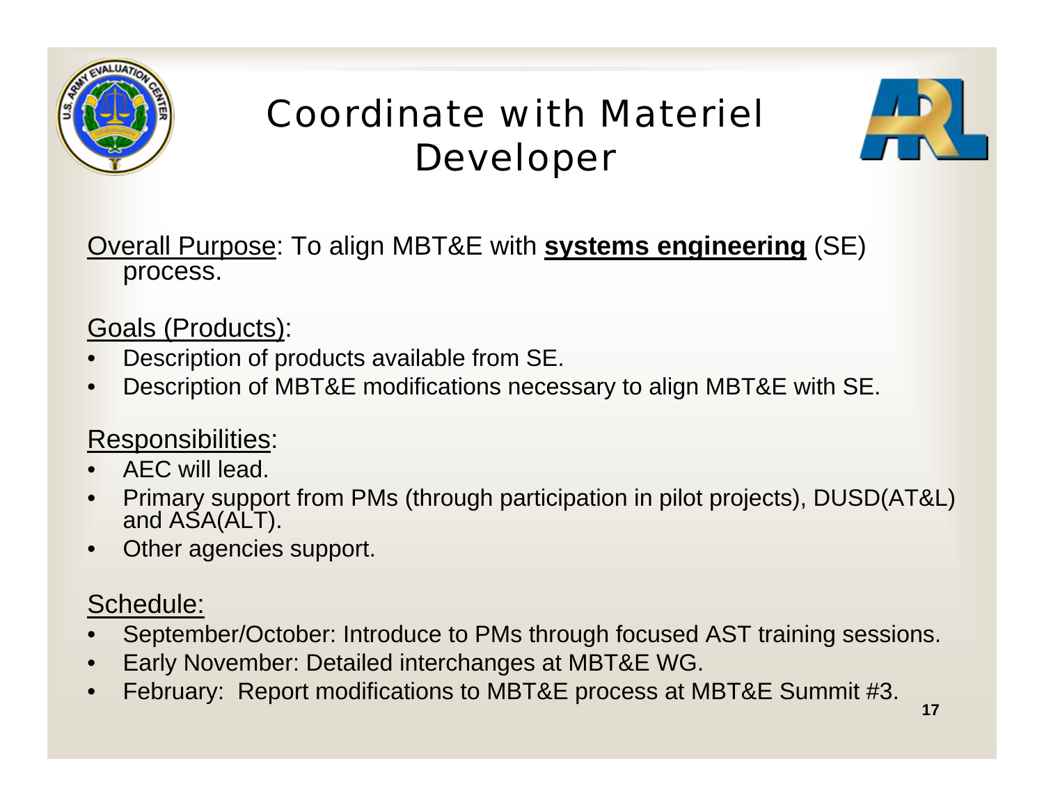# Coordinate with Materiel Developer

Overall Purpose: To align MBT&E with **systems engineering** (SE) process.

Goals (Products):

- Description of products available from SE.
- Description of MBT&E modifications necessary to align MBT&E with SE.

Responsibilities:

- AEC will lead.
- Primary support from PMs (through participation in pilot projects), DUSD(AT&L) and ASA(ALT).
- Other agencies support.

Schedule:

- September/October: Introduce to PMs through focused AST training sessions.
- Early November: Detailed interchanges at MBT&E WG.
- February: Report modifications to MBT&E process at MBT&E Summit #3.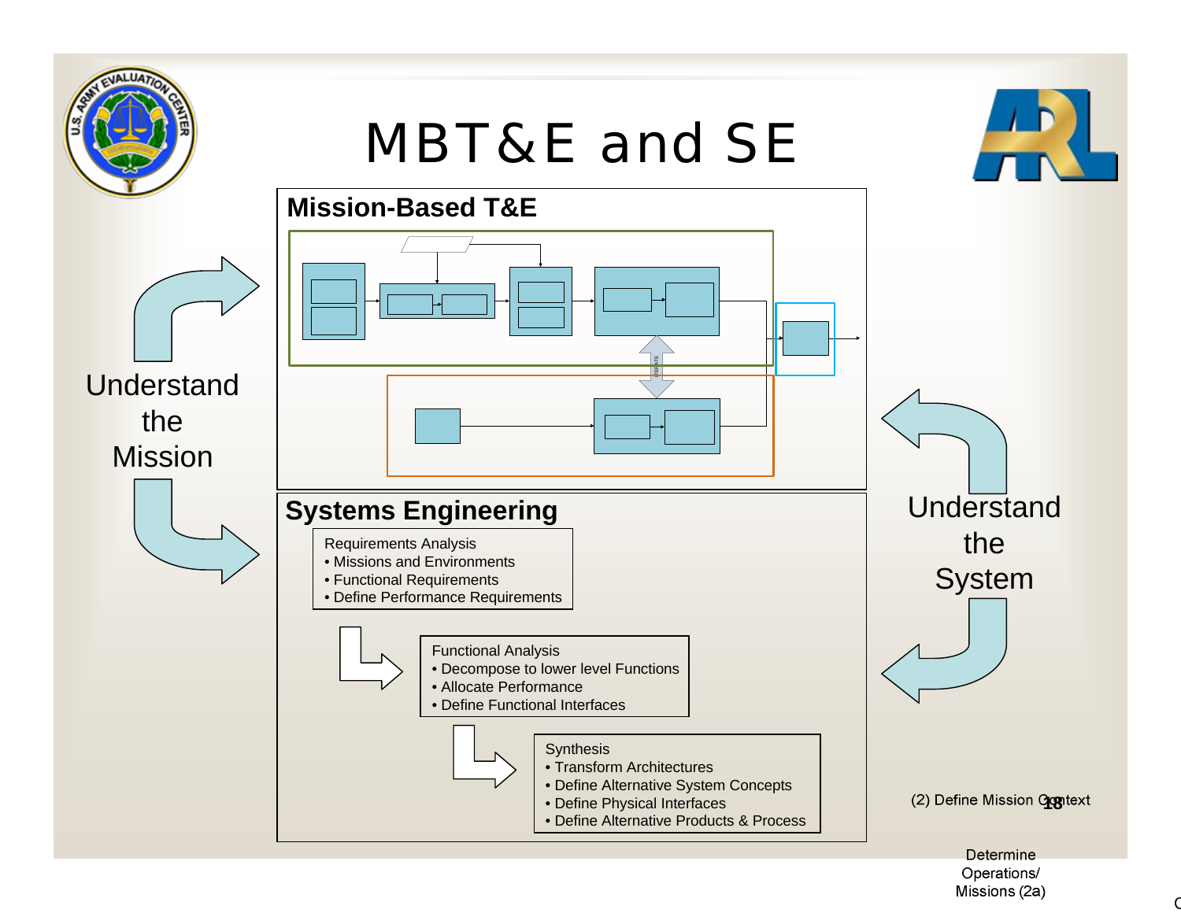# MBT&E and SE

## Mission-Based T&E

Understand the Mission

Understand the System

## Systems Engineering

Requirements Analysis
- Missions and Environments
- Functional Requirements
- Define Performance Requirements

Functional Analysis
- Decompose to lower level Functions
- Allocate Performance
- Define Functional Interfaces

Synthesis
- Transform Architectures
- Define Alternative System Concepts
- Define Physical Interfaces
- Define Alternative Products & Process

(2) Define Mission Context

Determine Operations/ Missions (2a)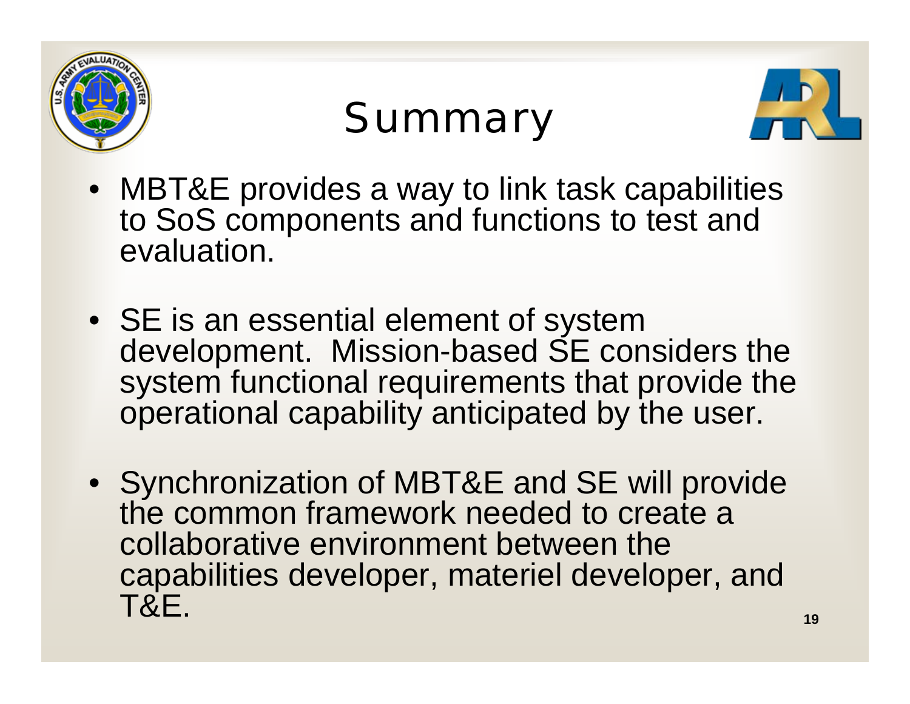# Summary

- MBT&E provides a way to link task capabilities to SoS components and functions to test and evaluation.
- SE is an essential element of system development. Mission-based SE considers the system functional requirements that provide the operational capability anticipated by the user.
- Synchronization of MBT&E and SE will provide the common framework needed to create a collaborative environment between the capabilities developer, materiel developer, and T&E.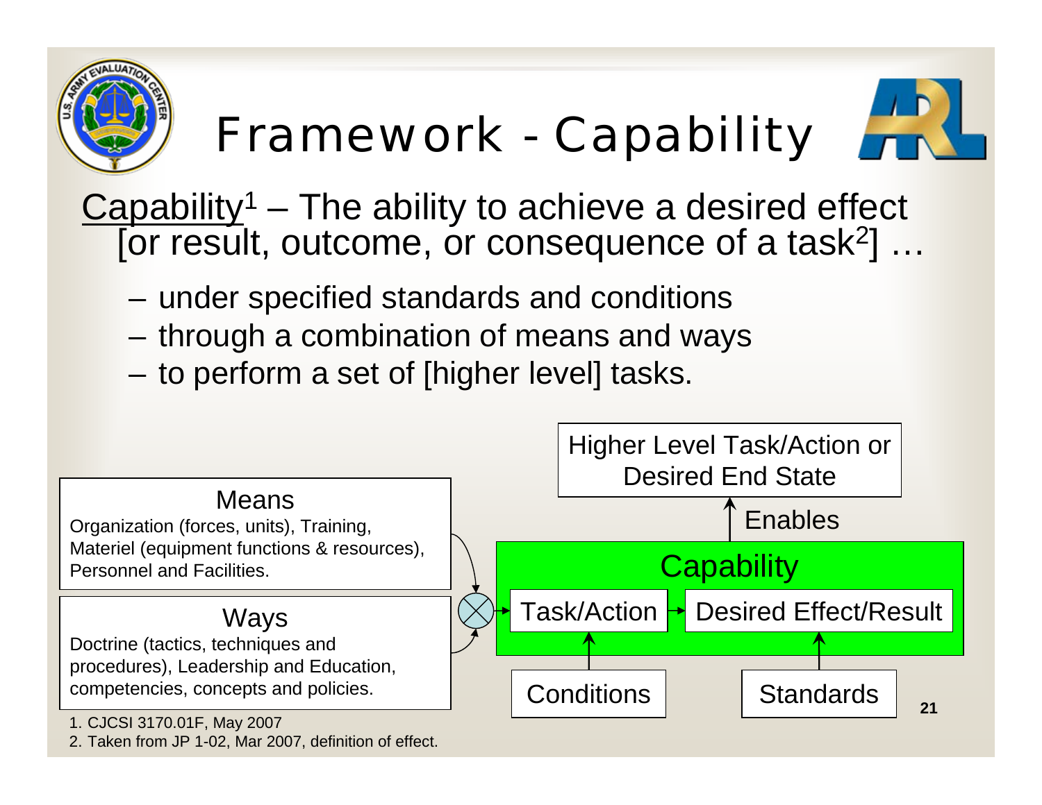# Framework - Capability

Capability[1] – The ability to achieve a desired effect [or result, outcome, or consequence of a task[2]] …

- under specified standards and conditions
- through a combination of means and ways
- to perform a set of [higher level] tasks.

**Means**
Organization (forces, units), Training, Materiel (equipment functions & resources), Personnel and Facilities.

**Ways**
Doctrine (tactics, techniques and procedures), Leadership and Education, competencies, concepts and policies.

**Capability**
Task/Action → Desired Effect/Result

Conditions → Task/Action

Standards → Desired Effect/Result

Capability —Enables→ Higher Level Task/Action or Desired End State

1. CJCSI 3170.01F, May 2007
2. Taken from JP 1-02, Mar 2007, definition of effect.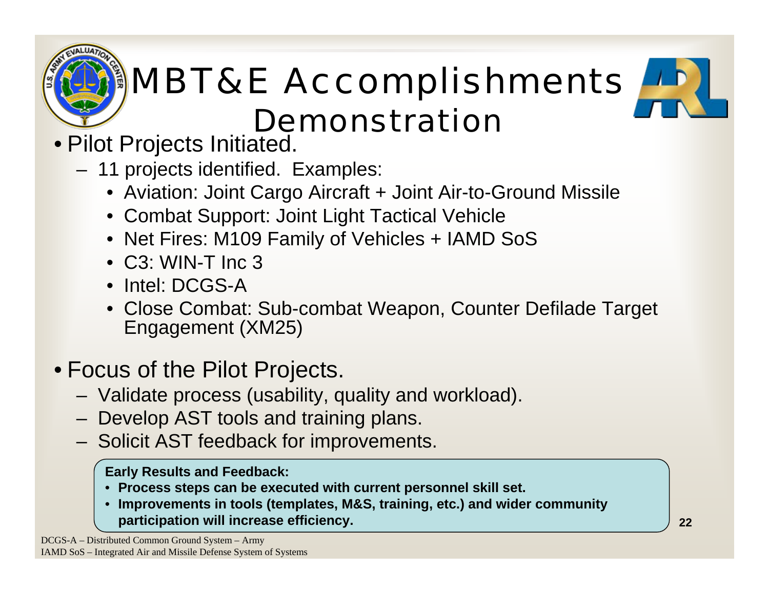# MBT&E Accomplishments Demonstration

- Pilot Projects Initiated.
  - 11 projects identified. Examples:
    - Aviation: Joint Cargo Aircraft + Joint Air-to-Ground Missile
    - Combat Support: Joint Light Tactical Vehicle
    - Net Fires: M109 Family of Vehicles + IAMD SoS
    - C3: WIN-T Inc 3
    - Intel: DCGS-A
    - Close Combat: Sub-combat Weapon, Counter Defilade Target Engagement (XM25)
- Focus of the Pilot Projects.
  - Validate process (usability, quality and workload).
  - Develop AST tools and training plans.
  - Solicit AST feedback for improvements.

**Early Results and Feedback:**

- **Process steps can be executed with current personnel skill set.**
- **Improvements in tools (templates, M&S, training, etc.) and wider community participation will increase efficiency.**

DCGS-A – Distributed Common Ground System – Army
IAMD SoS – Integrated Air and Missile Defense System of Systems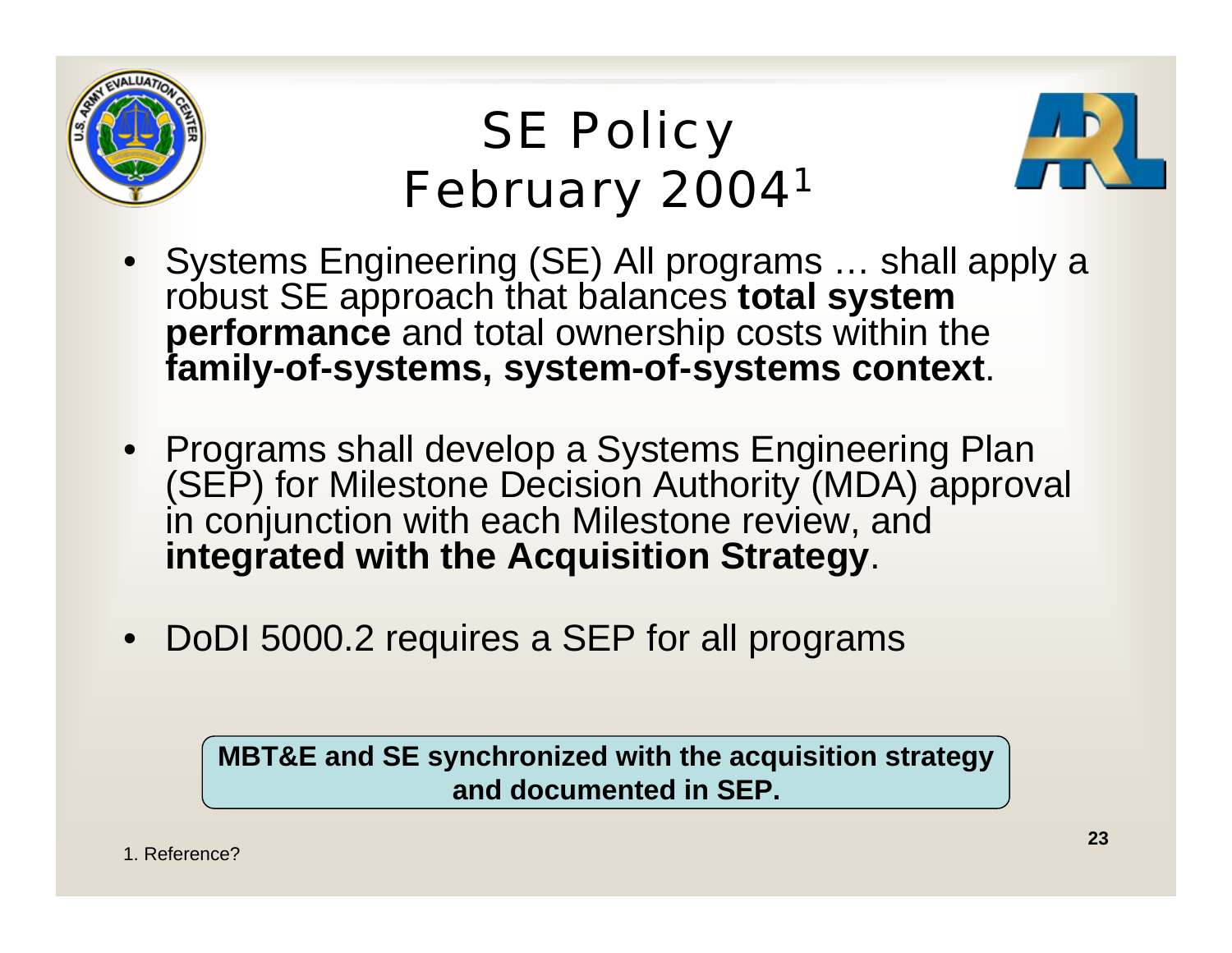# SE Policy February 2004[1]

- Systems Engineering (SE) All programs … shall apply a robust SE approach that balances **total system performance** and total ownership costs within the **family-of-systems, system-of-systems context**.
- Programs shall develop a Systems Engineering Plan (SEP) for Milestone Decision Authority (MDA) approval in conjunction with each Milestone review, and **integrated with the Acquisition Strategy**.
- DoDI 5000.2 requires a SEP for all programs

**MBT&E and SE synchronized with the acquisition strategy and documented in SEP.**

1. Reference?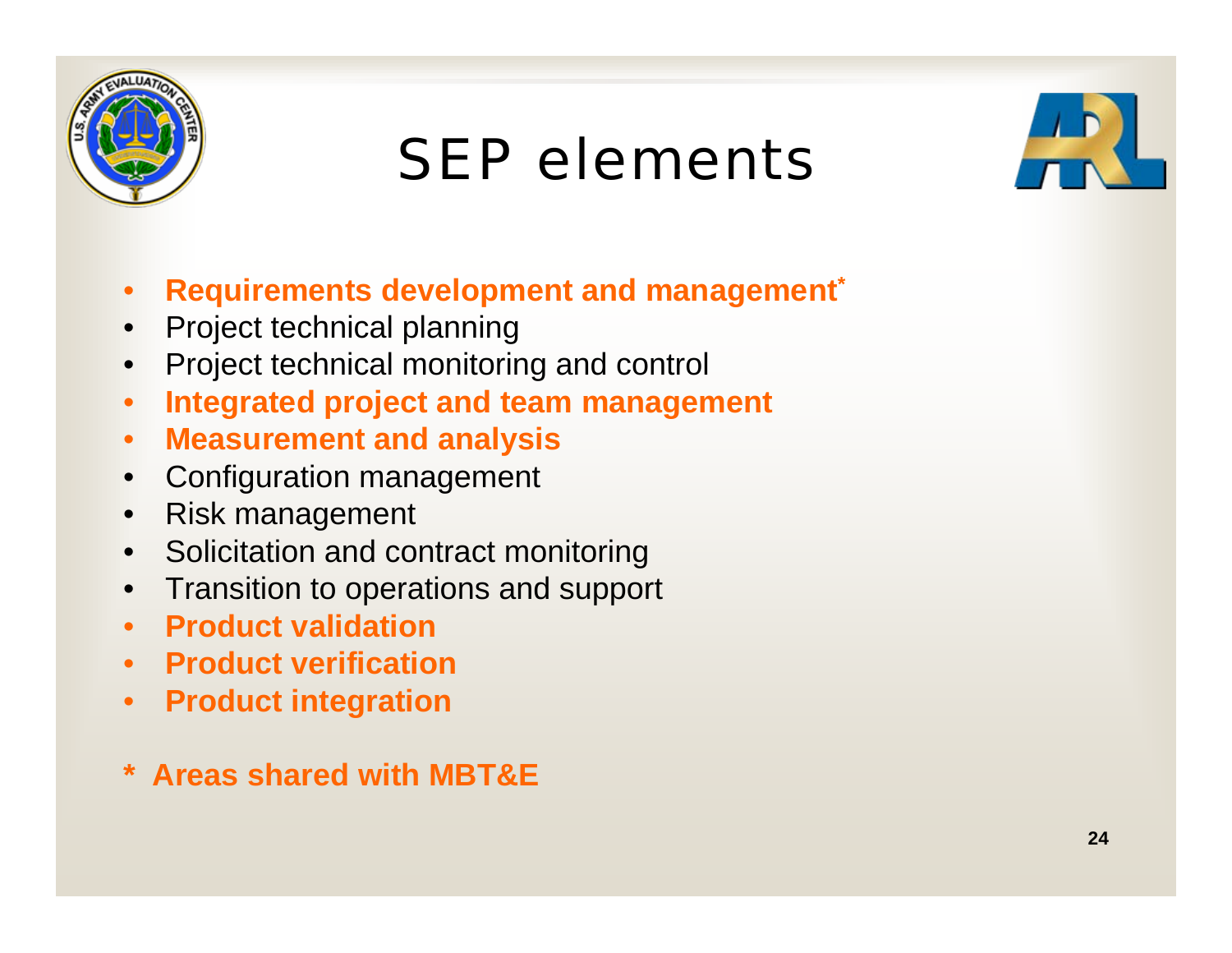# SEP elements

- **Requirements development and management***
- Project technical planning
- Project technical monitoring and control
- **Integrated project and team management**
- **Measurement and analysis**
- Configuration management
- Risk management
- Solicitation and contract monitoring
- Transition to operations and support
- **Product validation**
- **Product verification**
- **Product integration**

**\* Areas shared with MBT&E**